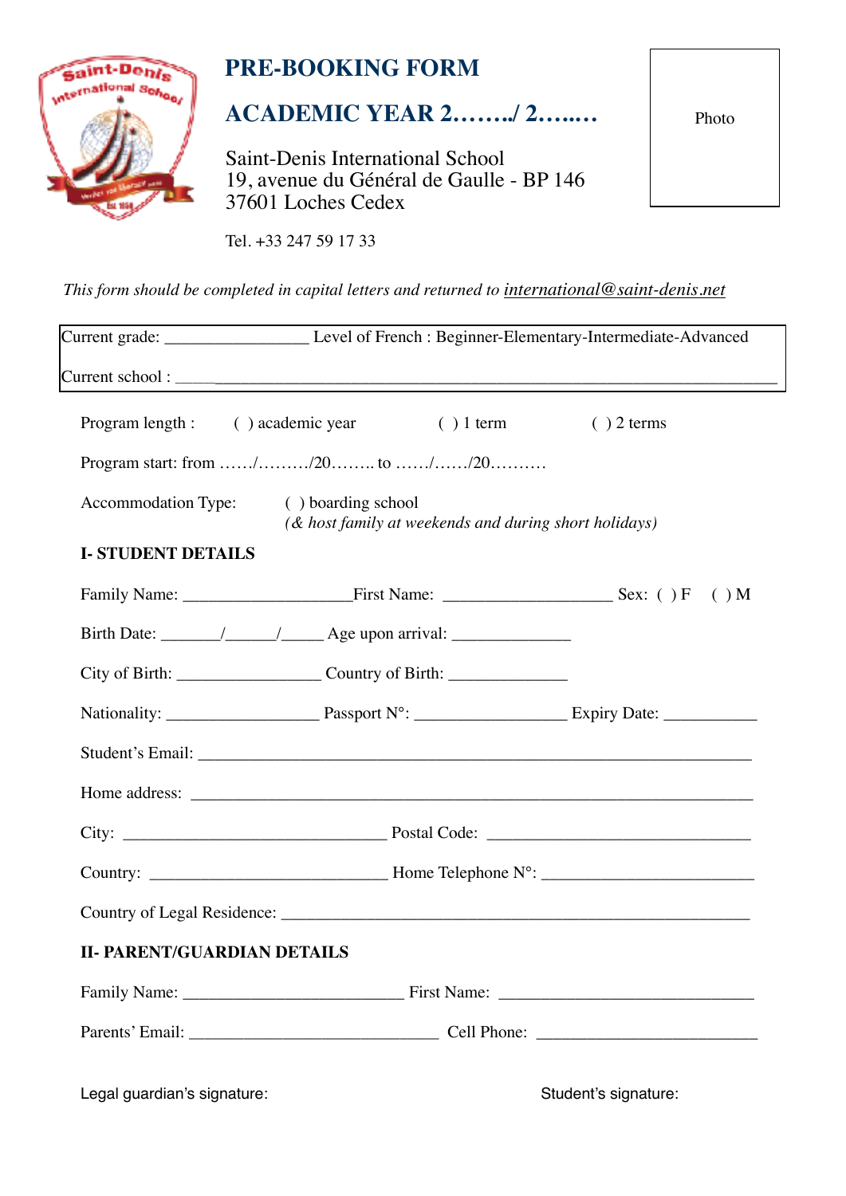# PRE-BOOKING FORM

# ACADEMIC YEAR 2……../ 2……..

Saint-Denis International School
19, avenue du Général de Gaulle - BP 146
37601 Loches Cedex

Tel. +33 247 59 17 33

Photo

*This form should be completed in capital letters and returned to international@saint-denis.net*

Current grade: ________________ Level of French : Beginner-Elementary-Intermediate-Advanced

Current school : ______________________________________________________________________

Program length : ( ) academic year ( ) 1 term ( ) 2 terms

Program start: from ……/………/20…….. to ……/……/20……….

Accommodation Type: ( ) boarding school
*(& host family at weekends and during short holidays)*

## I- STUDENT DETAILS

Family Name: ___________________First Name: ___________________ Sex: ( ) F ( ) M

Birth Date: _______/______/_____ Age upon arrival: _____________

City of Birth: ________________ Country of Birth: _____________

Nationality: _________________ Passport N°: _________________ Expiry Date: __________

Student's Email: ______________________________________________________________

Home address: ______________________________________________________________

City: ______________________________ Postal Code: ______________________________

Country: ___________________________ Home Telephone N°: _______________________

Country of Legal Residence: ____________________________________________________

## II- PARENT/GUARDIAN DETAILS

Family Name: _________________________ First Name: _____________________________

Parents' Email: ____________________________ Cell Phone: _________________________

Legal guardian's signature: Student's signature: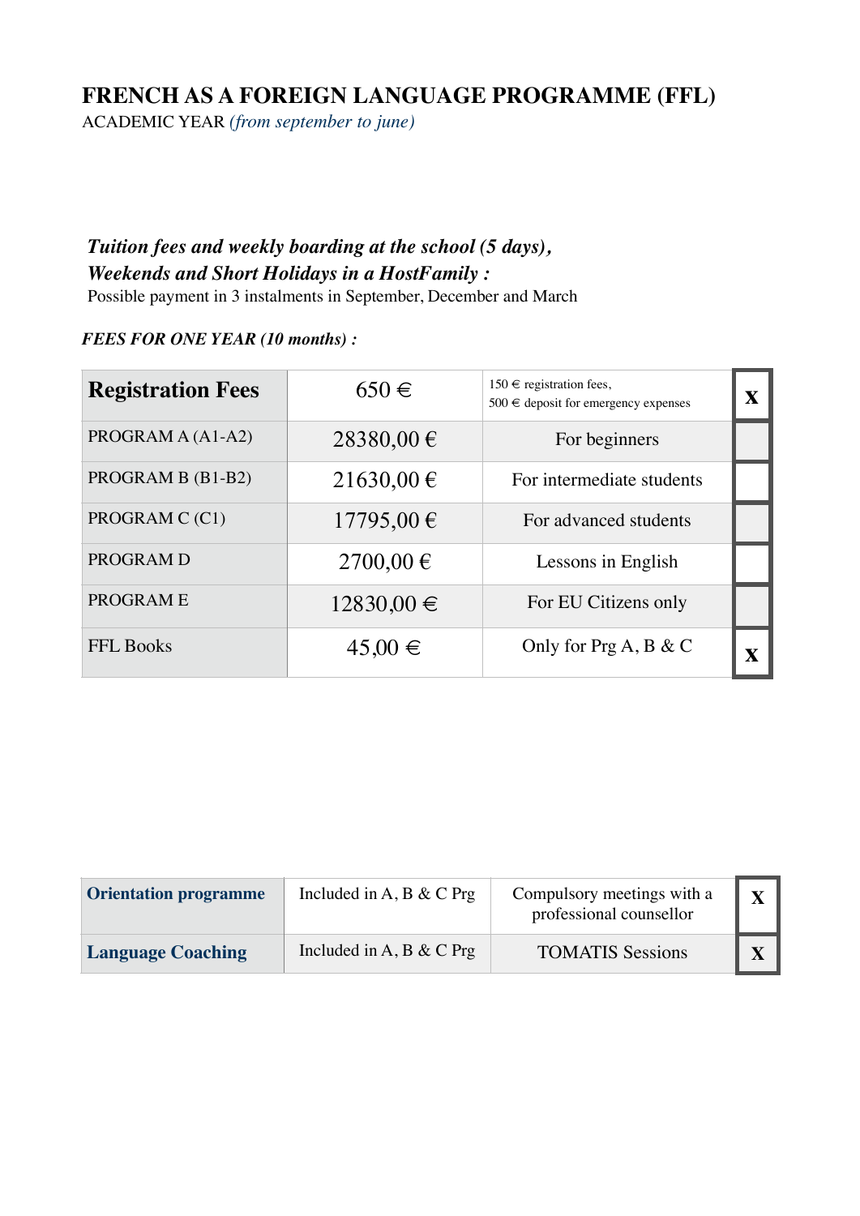# FRENCH AS A FOREIGN LANGUAGE PROGRAMME (FFL)

ACADEMIC YEAR *(from september to june)*

***Tuition fees and weekly boarding at the school (5 days),***
***Weekends and Short Holidays in a HostFamily :***

Possible payment in 3 instalments in September, December and March

***FEES FOR ONE YEAR (10 months) :***

| **Registration Fees** | 650 € | 150 € registration fees, 500 € deposit for emergency expenses | **X** |
|---|---|---|---|
| PROGRAM A (A1-A2) | 28380,00 € | For beginners | |
| PROGRAM B (B1-B2) | 21630,00 € | For intermediate students | |
| PROGRAM C (C1) | 17795,00 € | For advanced students | |
| PROGRAM D | 2700,00 € | Lessons in English | |
| PROGRAM E | 12830,00 € | For EU Citizens only | |
| FFL Books | 45,00 € | Only for Prg A, B & C | **X** |

| **Orientation programme** | Included in A, B & C Prg | Compulsory meetings with a professional counsellor | **X** |
|---|---|---|---|
| **Language Coaching** | Included in A, B & C Prg | TOMATIS Sessions | **X** |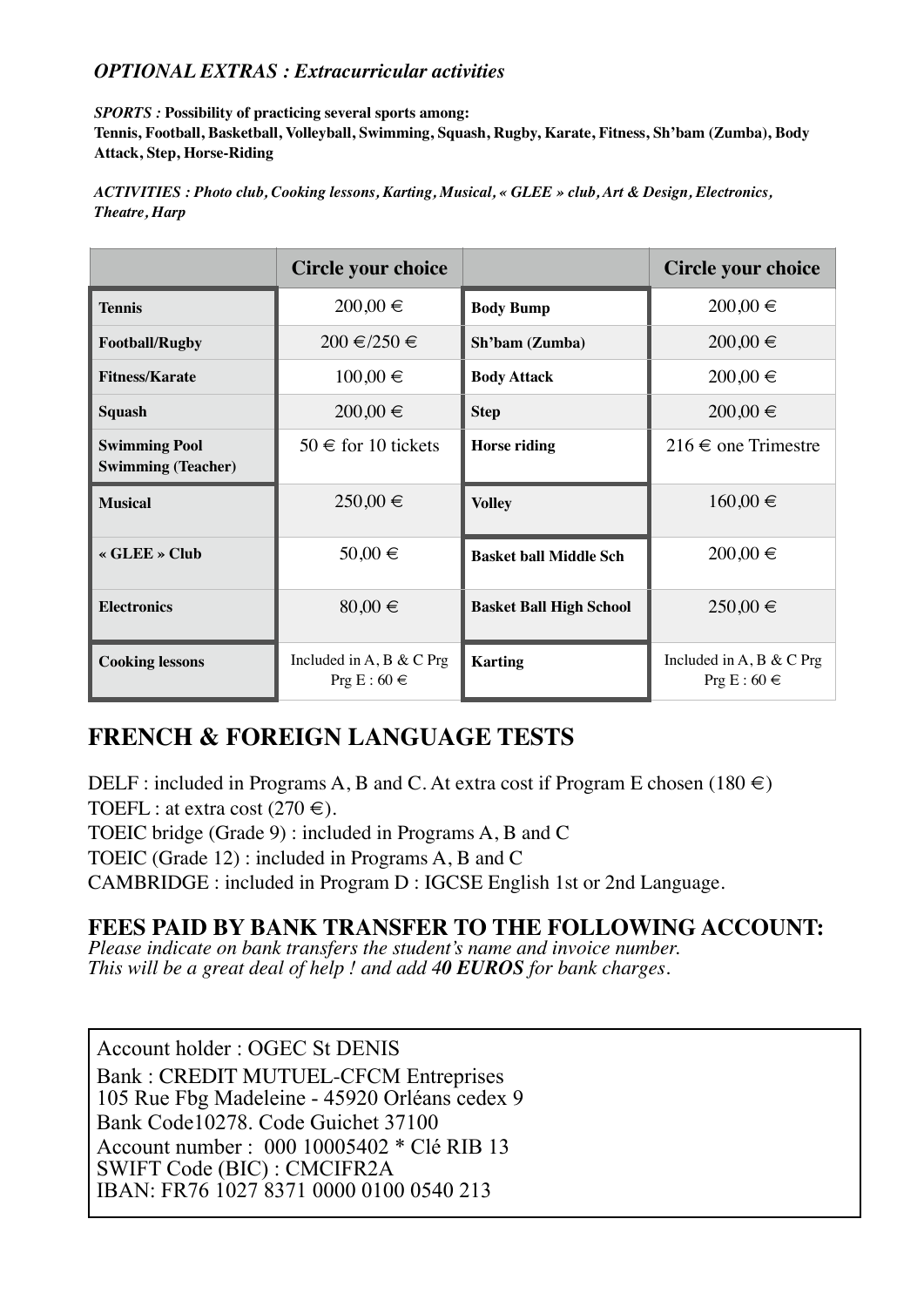*OPTIONAL EXTRAS : Extracurricular activities*

***SPORTS :*** **Possibility of practicing several sports among: Tennis, Football, Basketball, Volleyball, Swimming, Squash, Rugby, Karate, Fitness, Sh'bam (Zumba), Body Attack, Step, Horse-Riding**

***ACTIVITIES : Photo club, Cooking lessons, Karting, Musical, « GLEE » club, Art & Design, Electronics, Theatre, Harp***

| | Circle your choice | | Circle your choice |
|---|---|---|---|
| **Tennis** | 200,00 € | **Body Bump** | 200,00 € |
| **Football/Rugby** | 200 €/250 € | **Sh'bam (Zumba)** | 200,00 € |
| **Fitness/Karate** | 100,00 € | **Body Attack** | 200,00 € |
| **Squash** | 200,00 € | **Step** | 200,00 € |
| **Swimming Pool Swimming (Teacher)** | 50 € for 10 tickets | **Horse riding** | 216 € one Trimestre |
| **Musical** | 250,00 € | **Volley** | 160,00 € |
| **« GLEE » Club** | 50,00 € | **Basket ball Middle Sch** | 200,00 € |
| **Electronics** | 80,00 € | **Basket Ball High School** | 250,00 € |
| **Cooking lessons** | Included in A, B & C Prg Prg E : 60 € | **Karting** | Included in A, B & C Prg Prg E : 60 € |

## FRENCH & FOREIGN LANGUAGE TESTS

DELF : included in Programs A, B and C. At extra cost if Program E chosen (180 €)
TOEFL : at extra cost (270 €).
TOEIC bridge (Grade 9) : included in Programs A, B and C
TOEIC (Grade 12) : included in Programs A, B and C
CAMBRIDGE : included in Program D : IGCSE English 1st or 2nd Language.

## FEES PAID BY BANK TRANSFER TO THE FOLLOWING ACCOUNT:

*Please indicate on bank transfers the student's name and invoice number.*
*This will be a great deal of help ! and add 4**0 EUROS** for bank charges.*

Account holder : OGEC St DENIS
Bank : CREDIT MUTUEL-CFCM Entreprises
105 Rue Fbg Madeleine - 45920 Orléans cedex 9
Bank Code10278. Code Guichet 37100
Account number : 000 10005402 * Clé RIB 13
SWIFT Code (BIC) : CMCIFR2A
IBAN: FR76 1027 8371 0000 0100 0540 213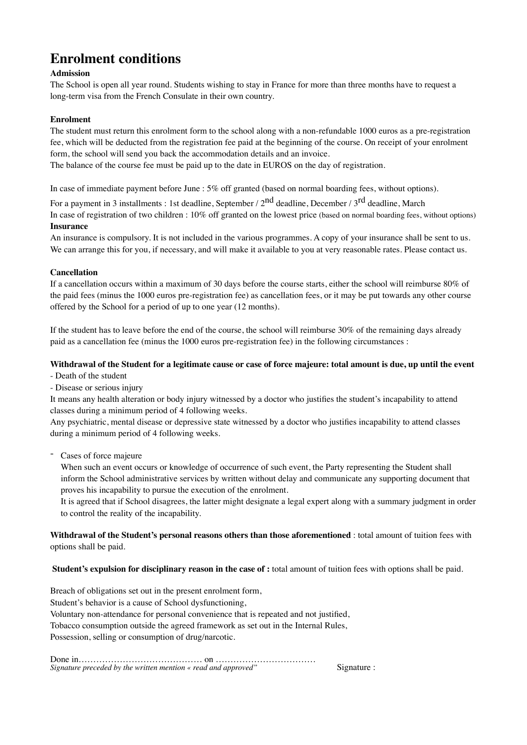# Enrolment conditions

**Admission**

The School is open all year round. Students wishing to stay in France for more than three months have to request a long-term visa from the French Consulate in their own country.

**Enrolment**

The student must return this enrolment form to the school along with a non-refundable 1000 euros as a pre-registration fee, which will be deducted from the registration fee paid at the beginning of the course. On receipt of your enrolment form, the school will send you back the accommodation details and an invoice.

The balance of the course fee must be paid up to the date in EUROS on the day of registration.

In case of immediate payment before June : 5% off granted (based on normal boarding fees, without options).

For a payment in 3 installments : 1st deadline, September / 2nd deadline, December / 3rd deadline, March

In case of registration of two children : 10% off granted on the lowest price (based on normal boarding fees, without options)

**Insurance**

An insurance is compulsory. It is not included in the various programmes. A copy of your insurance shall be sent to us. We can arrange this for you, if necessary, and will make it available to you at very reasonable rates. Please contact us.

**Cancellation**

If a cancellation occurs within a maximum of 30 days before the course starts, either the school will reimburse 80% of the paid fees (minus the 1000 euros pre-registration fee) as cancellation fees, or it may be put towards any other course offered by the School for a period of up to one year (12 months).

If the student has to leave before the end of the course, the school will reimburse 30% of the remaining days already paid as a cancellation fee (minus the 1000 euros pre-registration fee) in the following circumstances :

**Withdrawal of the Student for a legitimate cause or case of force majeure: total amount is due, up until the event**

- Death of the student
- Disease or serious injury

It means any health alteration or body injury witnessed by a doctor who justifies the student's incapability to attend classes during a minimum period of 4 following weeks.

Any psychiatric, mental disease or depressive state witnessed by a doctor who justifies incapability to attend classes during a minimum period of 4 following weeks.

- Cases of force majeure

  When such an event occurs or knowledge of occurrence of such event, the Party representing the Student shall inform the School administrative services by written without delay and communicate any supporting document that proves his incapability to pursue the execution of the enrolment.

  It is agreed that if School disagrees, the latter might designate a legal expert along with a summary judgment in order to control the reality of the incapability.

**Withdrawal of the Student's personal reasons others than those aforementioned** : total amount of tuition fees with options shall be paid.

**Student's expulsion for disciplinary reason in the case of :** total amount of tuition fees with options shall be paid.

Breach of obligations set out in the present enrolment form,
Student's behavior is a cause of School dysfunctioning,
Voluntary non-attendance for personal convenience that is repeated and not justified,
Tobacco consumption outside the agreed framework as set out in the Internal Rules,
Possession, selling or consumption of drug/narcotic.

Done in…………………………………… on ……………………………

*Signature preceded by the written mention « read and approved"*

Signature :